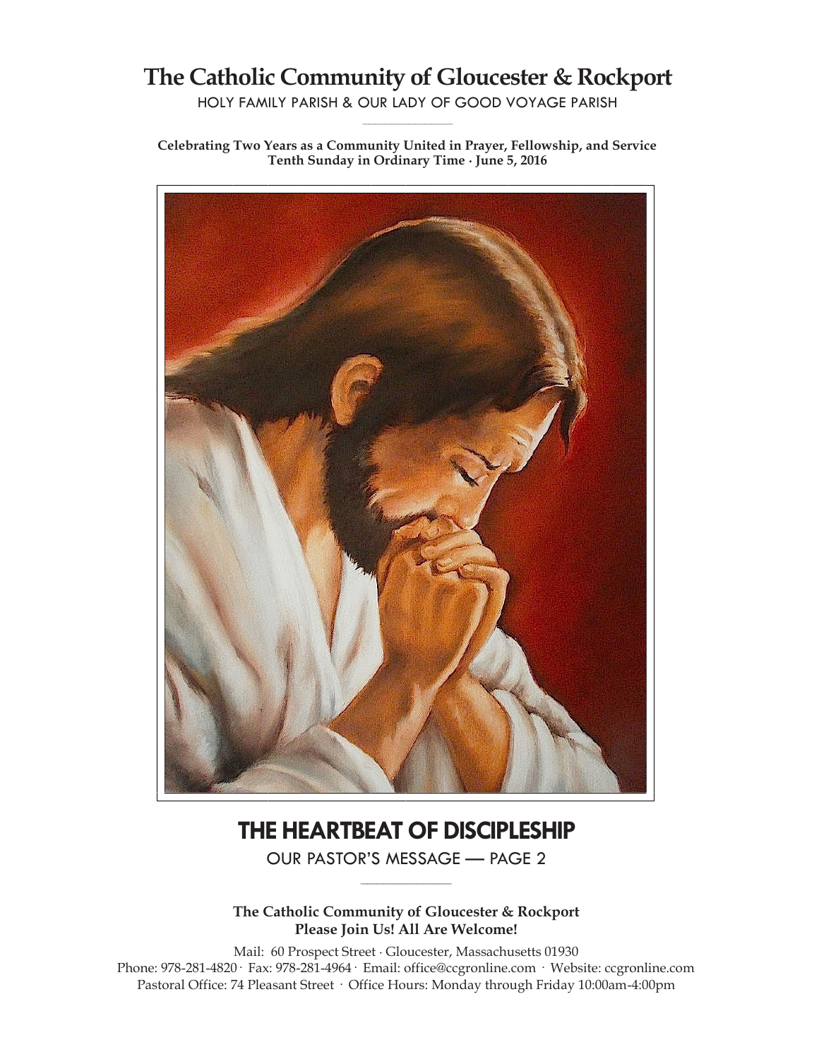# The Catholic Community of Gloucester & Rockport

HOLY FAMILY PARISH & OUR LADY OF GOOD VOYAGE PARISH

**Celebrating Two Years as a Community United in Prayer, Fellowship, and Service**
**Tenth Sunday in Ordinary Time · June 5, 2016**

## THE HEARTBEAT OF DISCIPLESHIP

OUR PASTOR'S MESSAGE — PAGE 2

**The Catholic Community of Gloucester & Rockport**
**Please Join Us! All Are Welcome!**

Mail: 60 Prospect Street · Gloucester, Massachusetts 01930
Phone: 978-281-4820 · Fax: 978-281-4964 · Email: office@ccgronline.com · Website: ccgronline.com
Pastoral Office: 74 Pleasant Street · Office Hours: Monday through Friday 10:00am-4:00pm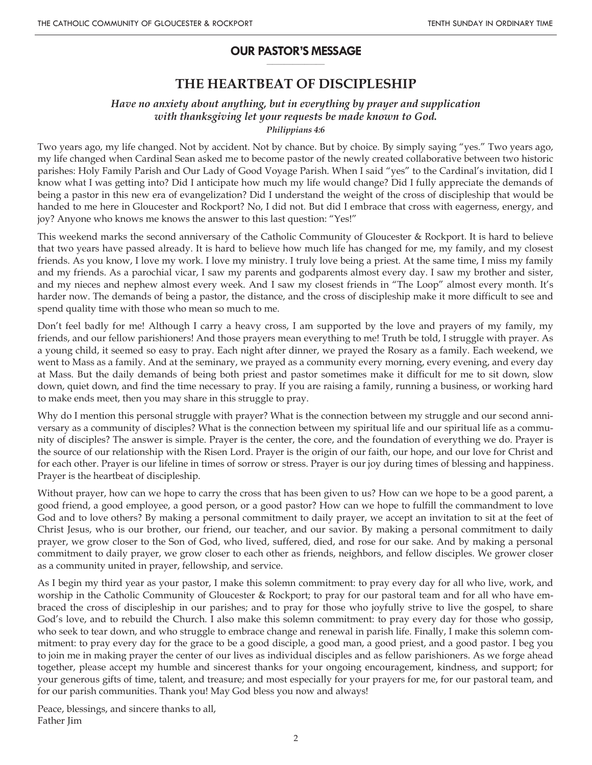## OUR PASTOR'S MESSAGE

# THE HEARTBEAT OF DISCIPLESHIP

***Have no anxiety about anything, but in everything by prayer and supplication with thanksgiving let your requests be made known to God.***
***Philippians 4:6***

Two years ago, my life changed. Not by accident. Not by chance. But by choice. By simply saying "yes." Two years ago, my life changed when Cardinal Sean asked me to become pastor of the newly created collaborative between two historic parishes: Holy Family Parish and Our Lady of Good Voyage Parish. When I said "yes" to the Cardinal's invitation, did I know what I was getting into? Did I anticipate how much my life would change? Did I fully appreciate the demands of being a pastor in this new era of evangelization? Did I understand the weight of the cross of discipleship that would be handed to me here in Gloucester and Rockport? No, I did not. But did I embrace that cross with eagerness, energy, and joy? Anyone who knows me knows the answer to this last question: "Yes!"

This weekend marks the second anniversary of the Catholic Community of Gloucester & Rockport. It is hard to believe that two years have passed already. It is hard to believe how much life has changed for me, my family, and my closest friends. As you know, I love my work. I love my ministry. I truly love being a priest. At the same time, I miss my family and my friends. As a parochial vicar, I saw my parents and godparents almost every day. I saw my brother and sister, and my nieces and nephew almost every week. And I saw my closest friends in "The Loop" almost every month. It's harder now. The demands of being a pastor, the distance, and the cross of discipleship make it more difficult to see and spend quality time with those who mean so much to me.

Don't feel badly for me! Although I carry a heavy cross, I am supported by the love and prayers of my family, my friends, and our fellow parishioners! And those prayers mean everything to me! Truth be told, I struggle with prayer. As a young child, it seemed so easy to pray. Each night after dinner, we prayed the Rosary as a family. Each weekend, we went to Mass as a family. And at the seminary, we prayed as a community every morning, every evening, and every day at Mass. But the daily demands of being both priest and pastor sometimes make it difficult for me to sit down, slow down, quiet down, and find the time necessary to pray. If you are raising a family, running a business, or working hard to make ends meet, then you may share in this struggle to pray.

Why do I mention this personal struggle with prayer? What is the connection between my struggle and our second anniversary as a community of disciples? What is the connection between my spiritual life and our spiritual life as a community of disciples? The answer is simple. Prayer is the center, the core, and the foundation of everything we do. Prayer is the source of our relationship with the Risen Lord. Prayer is the origin of our faith, our hope, and our love for Christ and for each other. Prayer is our lifeline in times of sorrow or stress. Prayer is our joy during times of blessing and happiness. Prayer is the heartbeat of discipleship.

Without prayer, how can we hope to carry the cross that has been given to us? How can we hope to be a good parent, a good friend, a good employee, a good person, or a good pastor? How can we hope to fulfill the commandment to love God and to love others? By making a personal commitment to daily prayer, we accept an invitation to sit at the feet of Christ Jesus, who is our brother, our friend, our teacher, and our savior. By making a personal commitment to daily prayer, we grow closer to the Son of God, who lived, suffered, died, and rose for our sake. And by making a personal commitment to daily prayer, we grow closer to each other as friends, neighbors, and fellow disciples. We grower closer as a community united in prayer, fellowship, and service.

As I begin my third year as your pastor, I make this solemn commitment: to pray every day for all who live, work, and worship in the Catholic Community of Gloucester & Rockport; to pray for our pastoral team and for all who have embraced the cross of discipleship in our parishes; and to pray for those who joyfully strive to live the gospel, to share God's love, and to rebuild the Church. I also make this solemn commitment: to pray every day for those who gossip, who seek to tear down, and who struggle to embrace change and renewal in parish life. Finally, I make this solemn commitment: to pray every day for the grace to be a good disciple, a good man, a good priest, and a good pastor. I beg you to join me in making prayer the center of our lives as individual disciples and as fellow parishioners. As we forge ahead together, please accept my humble and sincerest thanks for your ongoing encouragement, kindness, and support; for your generous gifts of time, talent, and treasure; and most especially for your prayers for me, for our pastoral team, and for our parish communities. Thank you! May God bless you now and always!

Peace, blessings, and sincere thanks to all,
Father Jim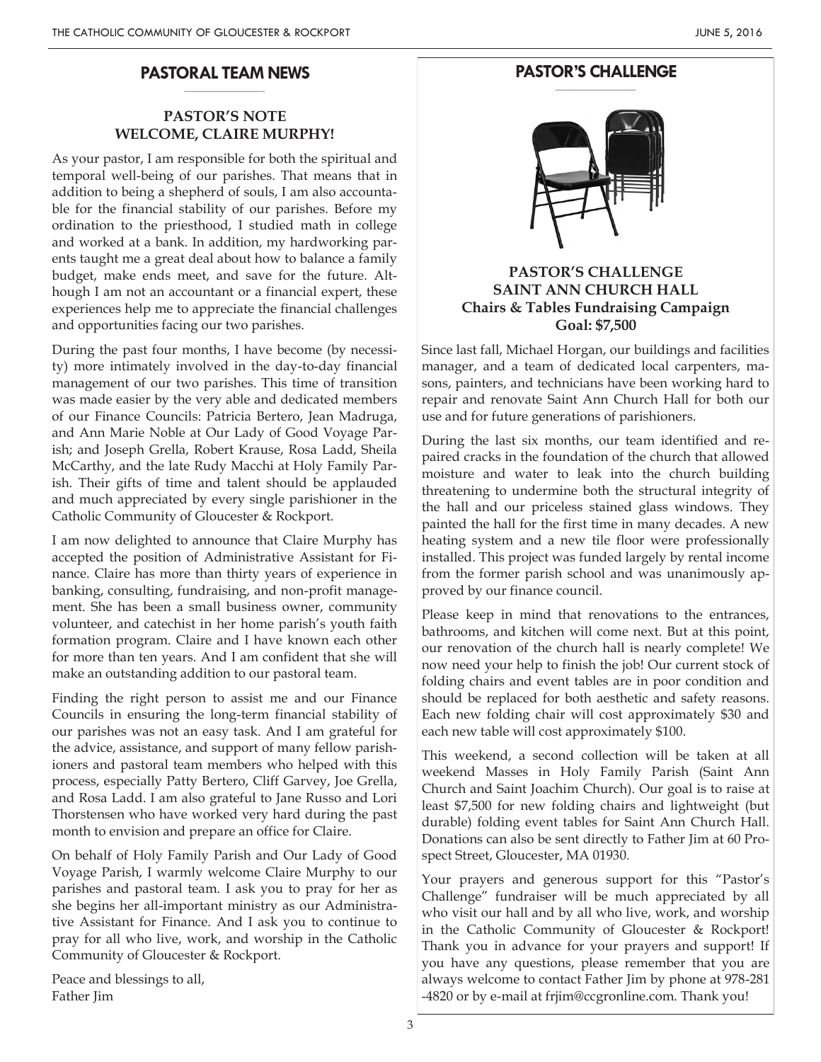## PASTORAL TEAM NEWS

### PASTOR'S NOTE
### WELCOME, CLAIRE MURPHY!

As your pastor, I am responsible for both the spiritual and temporal well-being of our parishes. That means that in addition to being a shepherd of souls, I am also accountable for the financial stability of our parishes. Before my ordination to the priesthood, I studied math in college and worked at a bank. In addition, my hardworking parents taught me a great deal about how to balance a family budget, make ends meet, and save for the future. Although I am not an accountant or a financial expert, these experiences help me to appreciate the financial challenges and opportunities facing our two parishes.

During the past four months, I have become (by necessity) more intimately involved in the day-to-day financial management of our two parishes. This time of transition was made easier by the very able and dedicated members of our Finance Councils: Patricia Bertero, Jean Madruga, and Ann Marie Noble at Our Lady of Good Voyage Parish; and Joseph Grella, Robert Krause, Rosa Ladd, Sheila McCarthy, and the late Rudy Macchi at Holy Family Parish. Their gifts of time and talent should be applauded and much appreciated by every single parishioner in the Catholic Community of Gloucester & Rockport.

I am now delighted to announce that Claire Murphy has accepted the position of Administrative Assistant for Finance. Claire has more than thirty years of experience in banking, consulting, fundraising, and non-profit management. She has been a small business owner, community volunteer, and catechist in her home parish's youth faith formation program. Claire and I have known each other for more than ten years. And I am confident that she will make an outstanding addition to our pastoral team.

Finding the right person to assist me and our Finance Councils in ensuring the long-term financial stability of our parishes was not an easy task. And I am grateful for the advice, assistance, and support of many fellow parishioners and pastoral team members who helped with this process, especially Patty Bertero, Cliff Garvey, Joe Grella, and Rosa Ladd. I am also grateful to Jane Russo and Lori Thorstensen who have worked very hard during the past month to envision and prepare an office for Claire.

On behalf of Holy Family Parish and Our Lady of Good Voyage Parish, I warmly welcome Claire Murphy to our parishes and pastoral team. I ask you to pray for her as she begins her all-important ministry as our Administrative Assistant for Finance. And I ask you to continue to pray for all who live, work, and worship in the Catholic Community of Gloucester & Rockport.

Peace and blessings to all,
Father Jim

## PASTOR'S CHALLENGE

### PASTOR'S CHALLENGE
### SAINT ANN CHURCH HALL
**Chairs & Tables Fundraising Campaign**
**Goal: $7,500**

Since last fall, Michael Horgan, our buildings and facilities manager, and a team of dedicated local carpenters, masons, painters, and technicians have been working hard to repair and renovate Saint Ann Church Hall for both our use and for future generations of parishioners.

During the last six months, our team identified and repaired cracks in the foundation of the church that allowed moisture and water to leak into the church building threatening to undermine both the structural integrity of the hall and our priceless stained glass windows. They painted the hall for the first time in many decades. A new heating system and a new tile floor were professionally installed. This project was funded largely by rental income from the former parish school and was unanimously approved by our finance council.

Please keep in mind that renovations to the entrances, bathrooms, and kitchen will come next. But at this point, our renovation of the church hall is nearly complete! We now need your help to finish the job! Our current stock of folding chairs and event tables are in poor condition and should be replaced for both aesthetic and safety reasons. Each new folding chair will cost approximately $30 and each new table will cost approximately $100.

This weekend, a second collection will be taken at all weekend Masses in Holy Family Parish (Saint Ann Church and Saint Joachim Church). Our goal is to raise at least $7,500 for new folding chairs and lightweight (but durable) folding event tables for Saint Ann Church Hall. Donations can also be sent directly to Father Jim at 60 Prospect Street, Gloucester, MA 01930.

Your prayers and generous support for this "Pastor's Challenge" fundraiser will be much appreciated by all who visit our hall and by all who live, work, and worship in the Catholic Community of Gloucester & Rockport! Thank you in advance for your prayers and support! If you have any questions, please remember that you are always welcome to contact Father Jim by phone at 978-281-4820 or by e-mail at frjim@ccgronline.com. Thank you!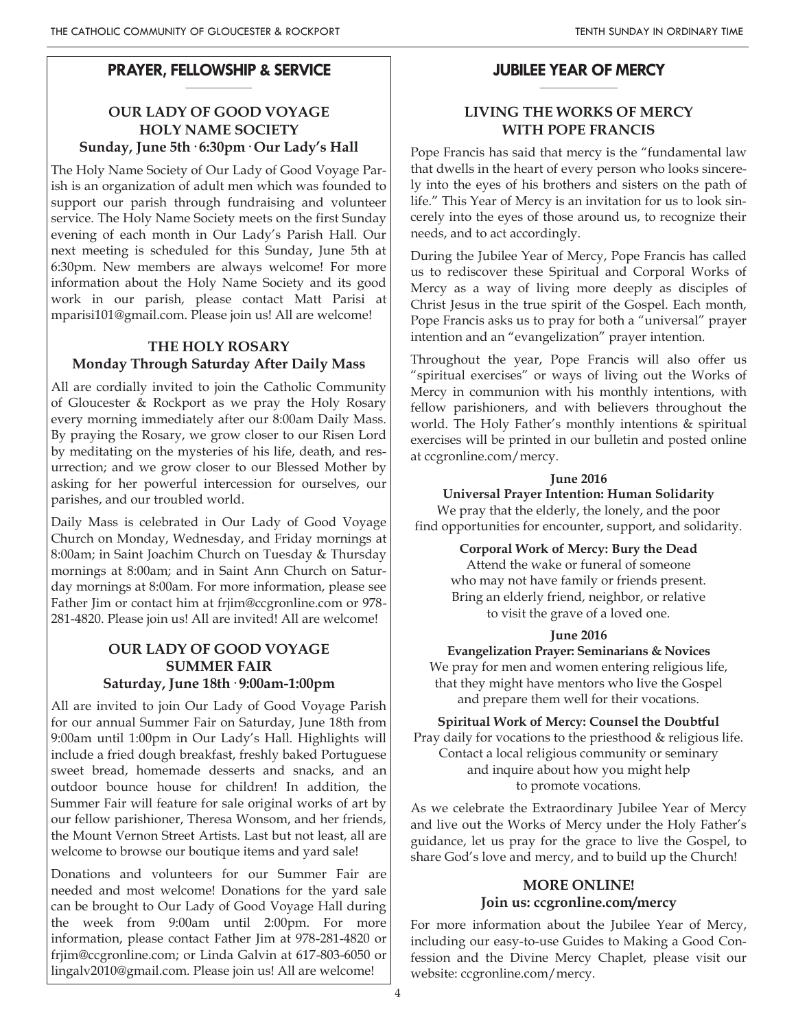## PRAYER, FELLOWSHIP & SERVICE

### OUR LADY OF GOOD VOYAGE HOLY NAME SOCIETY
**Sunday, June 5th · 6:30pm · Our Lady's Hall**

The Holy Name Society of Our Lady of Good Voyage Parish is an organization of adult men which was founded to support our parish through fundraising and volunteer service. The Holy Name Society meets on the first Sunday evening of each month in Our Lady's Parish Hall. Our next meeting is scheduled for this Sunday, June 5th at 6:30pm. New members are always welcome! For more information about the Holy Name Society and its good work in our parish, please contact Matt Parisi at mparisi101@gmail.com. Please join us! All are welcome!

### THE HOLY ROSARY
**Monday Through Saturday After Daily Mass**

All are cordially invited to join the Catholic Community of Gloucester & Rockport as we pray the Holy Rosary every morning immediately after our 8:00am Daily Mass. By praying the Rosary, we grow closer to our Risen Lord by meditating on the mysteries of his life, death, and resurrection; and we grow closer to our Blessed Mother by asking for her powerful intercession for ourselves, our parishes, and our troubled world.

Daily Mass is celebrated in Our Lady of Good Voyage Church on Monday, Wednesday, and Friday mornings at 8:00am; in Saint Joachim Church on Tuesday & Thursday mornings at 8:00am; and in Saint Ann Church on Saturday mornings at 8:00am. For more information, please see Father Jim or contact him at frjim@ccgronline.com or 978-281-4820. Please join us! All are invited! All are welcome!

### OUR LADY OF GOOD VOYAGE SUMMER FAIR
**Saturday, June 18th · 9:00am-1:00pm**

All are invited to join Our Lady of Good Voyage Parish for our annual Summer Fair on Saturday, June 18th from 9:00am until 1:00pm in Our Lady's Hall. Highlights will include a fried dough breakfast, freshly baked Portuguese sweet bread, homemade desserts and snacks, and an outdoor bounce house for children! In addition, the Summer Fair will feature for sale original works of art by our fellow parishioner, Theresa Wonsom, and her friends, the Mount Vernon Street Artists. Last but not least, all are welcome to browse our boutique items and yard sale!

Donations and volunteers for our Summer Fair are needed and most welcome! Donations for the yard sale can be brought to Our Lady of Good Voyage Hall during the week from 9:00am until 2:00pm. For more information, please contact Father Jim at 978-281-4820 or frjim@ccgronline.com; or Linda Galvin at 617-803-6050 or lingalv2010@gmail.com. Please join us! All are welcome!

## JUBILEE YEAR OF MERCY

### LIVING THE WORKS OF MERCY WITH POPE FRANCIS

Pope Francis has said that mercy is the "fundamental law that dwells in the heart of every person who looks sincerely into the eyes of his brothers and sisters on the path of life." This Year of Mercy is an invitation for us to look sincerely into the eyes of those around us, to recognize their needs, and to act accordingly.

During the Jubilee Year of Mercy, Pope Francis has called us to rediscover these Spiritual and Corporal Works of Mercy as a way of living more deeply as disciples of Christ Jesus in the true spirit of the Gospel. Each month, Pope Francis asks us to pray for both a "universal" prayer intention and an "evangelization" prayer intention.

Throughout the year, Pope Francis will also offer us "spiritual exercises" or ways of living out the Works of Mercy in communion with his monthly intentions, with fellow parishioners, and with believers throughout the world. The Holy Father's monthly intentions & spiritual exercises will be printed in our bulletin and posted online at ccgronline.com/mercy.

**June 2016**
**Universal Prayer Intention: Human Solidarity**
We pray that the elderly, the lonely, and the poor find opportunities for encounter, support, and solidarity.

**Corporal Work of Mercy: Bury the Dead**
Attend the wake or funeral of someone who may not have family or friends present. Bring an elderly friend, neighbor, or relative to visit the grave of a loved one.

**June 2016**
**Evangelization Prayer: Seminarians & Novices**
We pray for men and women entering religious life, that they might have mentors who live the Gospel and prepare them well for their vocations.

**Spiritual Work of Mercy: Counsel the Doubtful**
Pray daily for vocations to the priesthood & religious life. Contact a local religious community or seminary and inquire about how you might help to promote vocations.

As we celebrate the Extraordinary Jubilee Year of Mercy and live out the Works of Mercy under the Holy Father's guidance, let us pray for the grace to live the Gospel, to share God's love and mercy, and to build up the Church!

### MORE ONLINE!
**Join us: ccgronline.com/mercy**

For more information about the Jubilee Year of Mercy, including our easy-to-use Guides to Making a Good Confession and the Divine Mercy Chaplet, please visit our website: ccgronline.com/mercy.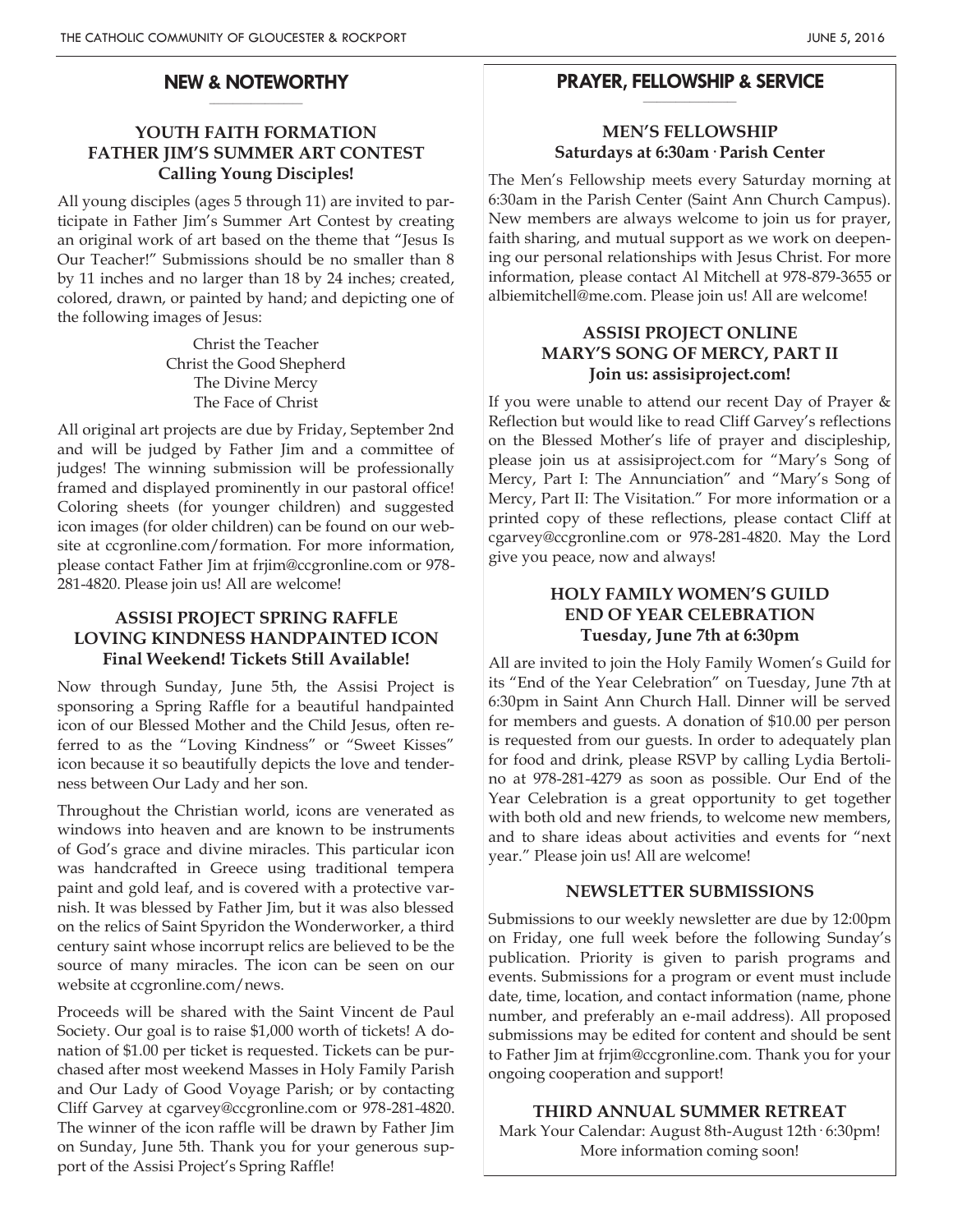## NEW & NOTEWORTHY

### YOUTH FAITH FORMATION
### FATHER JIM'S SUMMER ART CONTEST
**Calling Young Disciples!**

All young disciples (ages 5 through 11) are invited to participate in Father Jim's Summer Art Contest by creating an original work of art based on the theme that "Jesus Is Our Teacher!" Submissions should be no smaller than 8 by 11 inches and no larger than 18 by 24 inches; created, colored, drawn, or painted by hand; and depicting one of the following images of Jesus:

Christ the Teacher
Christ the Good Shepherd
The Divine Mercy
The Face of Christ

All original art projects are due by Friday, September 2nd and will be judged by Father Jim and a committee of judges! The winning submission will be professionally framed and displayed prominently in our pastoral office! Coloring sheets (for younger children) and suggested icon images (for older children) can be found on our website at ccgronline.com/formation. For more information, please contact Father Jim at frjim@ccgronline.com or 978-281-4820. Please join us! All are welcome!

### ASSISI PROJECT SPRING RAFFLE
### LOVING KINDNESS HANDPAINTED ICON
**Final Weekend! Tickets Still Available!**

Now through Sunday, June 5th, the Assisi Project is sponsoring a Spring Raffle for a beautiful handpainted icon of our Blessed Mother and the Child Jesus, often referred to as the "Loving Kindness" or "Sweet Kisses" icon because it so beautifully depicts the love and tenderness between Our Lady and her son.

Throughout the Christian world, icons are venerated as windows into heaven and are known to be instruments of God's grace and divine miracles. This particular icon was handcrafted in Greece using traditional tempera paint and gold leaf, and is covered with a protective varnish. It was blessed by Father Jim, but it was also blessed on the relics of Saint Spyridon the Wonderworker, a third century saint whose incorrupt relics are believed to be the source of many miracles. The icon can be seen on our website at ccgronline.com/news.

Proceeds will be shared with the Saint Vincent de Paul Society. Our goal is to raise $1,000 worth of tickets! A donation of $1.00 per ticket is requested. Tickets can be purchased after most weekend Masses in Holy Family Parish and Our Lady of Good Voyage Parish; or by contacting Cliff Garvey at cgarvey@ccgronline.com or 978-281-4820. The winner of the icon raffle will be drawn by Father Jim on Sunday, June 5th. Thank you for your generous support of the Assisi Project's Spring Raffle!

## PRAYER, FELLOWSHIP & SERVICE

### MEN'S FELLOWSHIP
**Saturdays at 6:30am · Parish Center**

The Men's Fellowship meets every Saturday morning at 6:30am in the Parish Center (Saint Ann Church Campus). New members are always welcome to join us for prayer, faith sharing, and mutual support as we work on deepening our personal relationships with Jesus Christ. For more information, please contact Al Mitchell at 978-879-3655 or albiemitchell@me.com. Please join us! All are welcome!

### ASSISI PROJECT ONLINE
### MARY'S SONG OF MERCY, PART II
**Join us: assisiproject.com!**

If you were unable to attend our recent Day of Prayer & Reflection but would like to read Cliff Garvey's reflections on the Blessed Mother's life of prayer and discipleship, please join us at assisiproject.com for "Mary's Song of Mercy, Part I: The Annunciation" and "Mary's Song of Mercy, Part II: The Visitation." For more information or a printed copy of these reflections, please contact Cliff at cgarvey@ccgronline.com or 978-281-4820. May the Lord give you peace, now and always!

### HOLY FAMILY WOMEN'S GUILD
### END OF YEAR CELEBRATION
**Tuesday, June 7th at 6:30pm**

All are invited to join the Holy Family Women's Guild for its "End of the Year Celebration" on Tuesday, June 7th at 6:30pm in Saint Ann Church Hall. Dinner will be served for members and guests. A donation of $10.00 per person is requested from our guests. In order to adequately plan for food and drink, please RSVP by calling Lydia Bertolino at 978-281-4279 as soon as possible. Our End of the Year Celebration is a great opportunity to get together with both old and new friends, to welcome new members, and to share ideas about activities and events for "next year." Please join us! All are welcome!

### NEWSLETTER SUBMISSIONS

Submissions to our weekly newsletter are due by 12:00pm on Friday, one full week before the following Sunday's publication. Priority is given to parish programs and events. Submissions for a program or event must include date, time, location, and contact information (name, phone number, and preferably an e-mail address). All proposed submissions may be edited for content and should be sent to Father Jim at frjim@ccgronline.com. Thank you for your ongoing cooperation and support!

### THIRD ANNUAL SUMMER RETREAT

Mark Your Calendar: August 8th-August 12th · 6:30pm!
More information coming soon!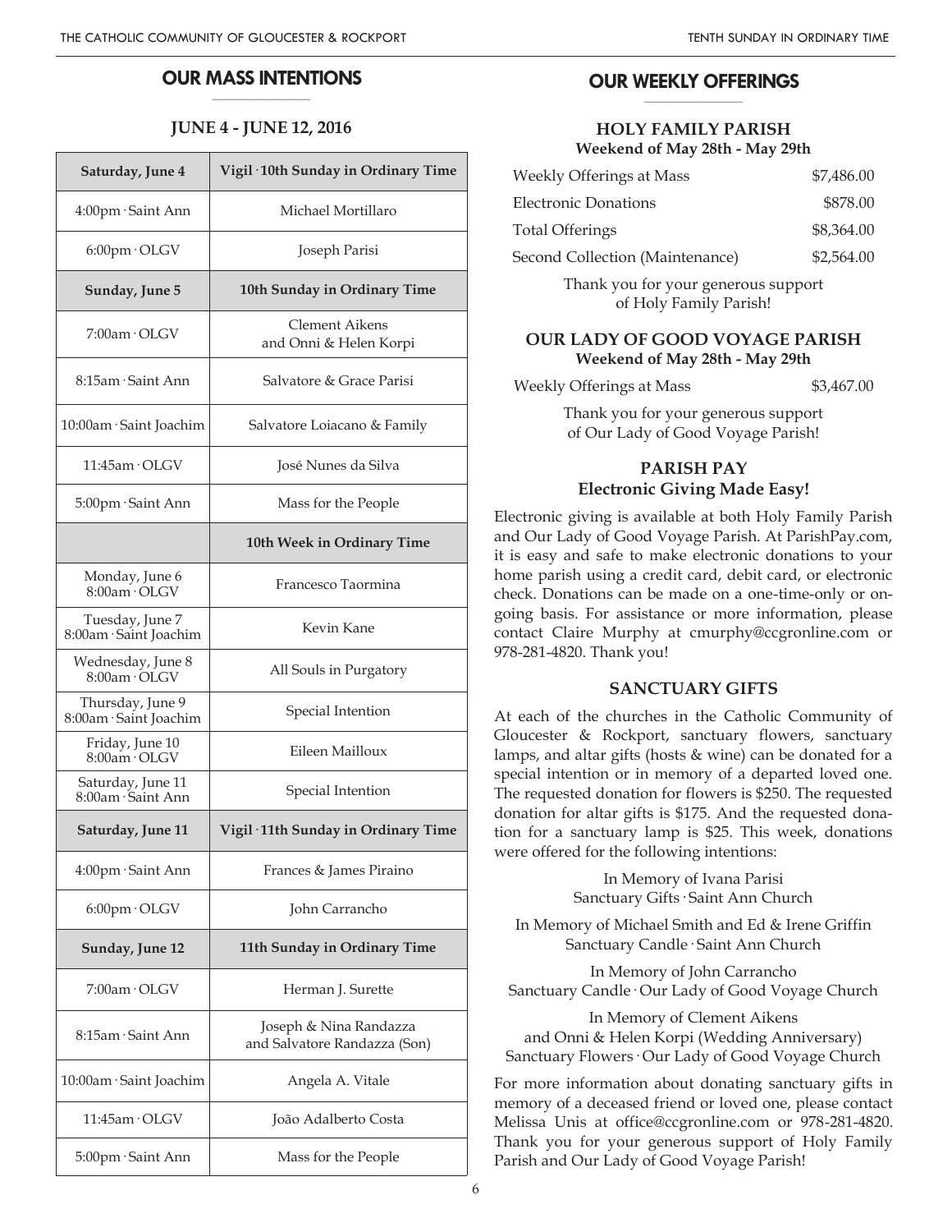## OUR MASS INTENTIONS

**JUNE 4 - JUNE 12, 2016**

| Saturday, June 4 | Vigil · 10th Sunday in Ordinary Time |
|---|---|
| 4:00pm · Saint Ann | Michael Mortillaro |
| 6:00pm · OLGV | Joseph Parisi |
| **Sunday, June 5** | **10th Sunday in Ordinary Time** |
| 7:00am · OLGV | Clement Aikens and Onni & Helen Korpi |
| 8:15am · Saint Ann | Salvatore & Grace Parisi |
| 10:00am · Saint Joachim | Salvatore Loiacano & Family |
| 11:45am · OLGV | José Nunes da Silva |
| 5:00pm · Saint Ann | Mass for the People |
| | **10th Week in Ordinary Time** |
| Monday, June 6 8:00am · OLGV | Francesco Taormina |
| Tuesday, June 7 8:00am · Saint Joachim | Kevin Kane |
| Wednesday, June 8 8:00am · OLGV | All Souls in Purgatory |
| Thursday, June 9 8:00am · Saint Joachim | Special Intention |
| Friday, June 10 8:00am · OLGV | Eileen Mailloux |
| Saturday, June 11 8:00am · Saint Ann | Special Intention |
| **Saturday, June 11** | **Vigil · 11th Sunday in Ordinary Time** |
| 4:00pm · Saint Ann | Frances & James Piraino |
| 6:00pm · OLGV | John Carrancho |
| **Sunday, June 12** | **11th Sunday in Ordinary Time** |
| 7:00am · OLGV | Herman J. Surette |
| 8:15am · Saint Ann | Joseph & Nina Randazza and Salvatore Randazza (Son) |
| 10:00am · Saint Joachim | Angela A. Vitale |
| 11:45am · OLGV | João Adalberto Costa |
| 5:00pm · Saint Ann | Mass for the People |

## OUR WEEKLY OFFERINGS

### HOLY FAMILY PARISH
**Weekend of May 28th - May 29th**

| | |
|---|---|
| Weekly Offerings at Mass | $7,486.00 |
| Electronic Donations | $878.00 |
| Total Offerings | $8,364.00 |
| Second Collection (Maintenance) | $2,564.00 |

Thank you for your generous support of Holy Family Parish!

### OUR LADY OF GOOD VOYAGE PARISH
**Weekend of May 28th - May 29th**

| | |
|---|---|
| Weekly Offerings at Mass | $3,467.00 |

Thank you for your generous support of Our Lady of Good Voyage Parish!

### PARISH PAY
**Electronic Giving Made Easy!**

Electronic giving is available at both Holy Family Parish and Our Lady of Good Voyage Parish. At ParishPay.com, it is easy and safe to make electronic donations to your home parish using a credit card, debit card, or electronic check. Donations can be made on a one-time-only or on-going basis. For assistance or more information, please contact Claire Murphy at cmurphy@ccgronline.com or 978-281-4820. Thank you!

### SANCTUARY GIFTS

At each of the churches in the Catholic Community of Gloucester & Rockport, sanctuary flowers, sanctuary lamps, and altar gifts (hosts & wine) can be donated for a special intention or in memory of a departed loved one. The requested donation for flowers is $250. The requested donation for altar gifts is $175. And the requested donation for a sanctuary lamp is $25. This week, donations were offered for the following intentions:

In Memory of Ivana Parisi
Sanctuary Gifts · Saint Ann Church

In Memory of Michael Smith and Ed & Irene Griffin
Sanctuary Candle · Saint Ann Church

In Memory of John Carrancho
Sanctuary Candle · Our Lady of Good Voyage Church

In Memory of Clement Aikens
and Onni & Helen Korpi (Wedding Anniversary)
Sanctuary Flowers · Our Lady of Good Voyage Church

For more information about donating sanctuary gifts in memory of a deceased friend or loved one, please contact Melissa Unis at office@ccgronline.com or 978-281-4820. Thank you for your generous support of Holy Family Parish and Our Lady of Good Voyage Parish!